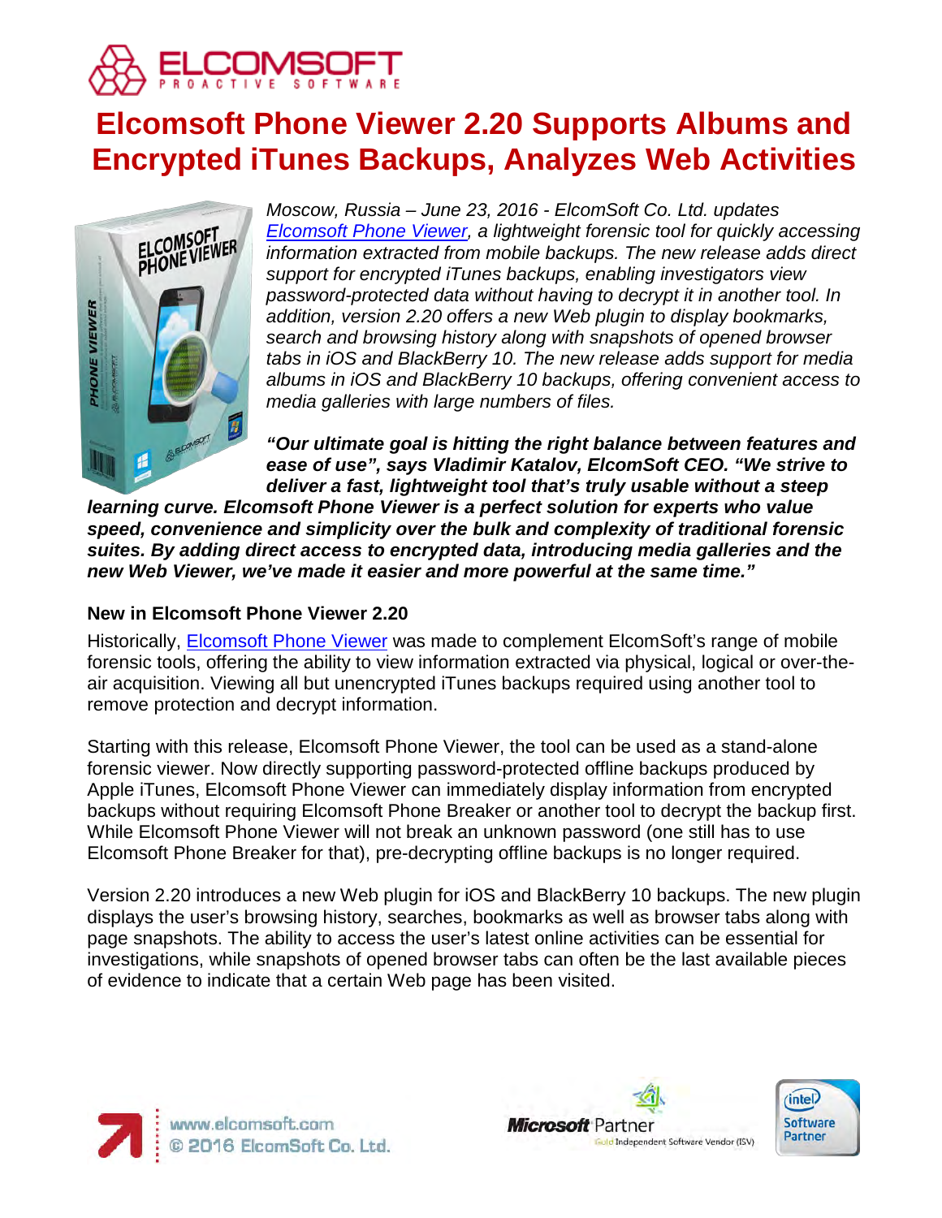# Elcomsoft Phone Viewer 2.20 Supports Albums and Encrypted iTunes Backups, Analyzes Web Activities

*Moscow, Russia – June 23, 2016 - ElcomSoft Co. Ltd. updates Elcomsoft Phone Viewer, a lightweight forensic tool for quickly accessing information extracted from mobile backups. The new release adds direct support for encrypted iTunes backups, enabling investigators view password-protected data without having to decrypt it in another tool. In addition, version 2.20 offers a new Web plugin to display bookmarks, search and browsing history along with snapshots of opened browser tabs in iOS and BlackBerry 10. The new release adds support for media albums in iOS and BlackBerry 10 backups, offering convenient access to media galleries with large numbers of files.*

***"Our ultimate goal is hitting the right balance between features and ease of use", says Vladimir Katalov, ElcomSoft CEO. "We strive to deliver a fast, lightweight tool that's truly usable without a steep learning curve. Elcomsoft Phone Viewer is a perfect solution for experts who value speed, convenience and simplicity over the bulk and complexity of traditional forensic suites. By adding direct access to encrypted data, introducing media galleries and the new Web Viewer, we've made it easier and more powerful at the same time."***

### New in Elcomsoft Phone Viewer 2.20

Historically, Elcomsoft Phone Viewer was made to complement ElcomSoft's range of mobile forensic tools, offering the ability to view information extracted via physical, logical or over-the-air acquisition. Viewing all but unencrypted iTunes backups required using another tool to remove protection and decrypt information.

Starting with this release, Elcomsoft Phone Viewer, the tool can be used as a stand-alone forensic viewer. Now directly supporting password-protected offline backups produced by Apple iTunes, Elcomsoft Phone Viewer can immediately display information from encrypted backups without requiring Elcomsoft Phone Breaker or another tool to decrypt the backup first. While Elcomsoft Phone Viewer will not break an unknown password (one still has to use Elcomsoft Phone Breaker for that), pre-decrypting offline backups is no longer required.

Version 2.20 introduces a new Web plugin for iOS and BlackBerry 10 backups. The new plugin displays the user's browsing history, searches, bookmarks as well as browser tabs along with page snapshots. The ability to access the user's latest online activities can be essential for investigations, while snapshots of opened browser tabs can often be the last available pieces of evidence to indicate that a certain Web page has been visited.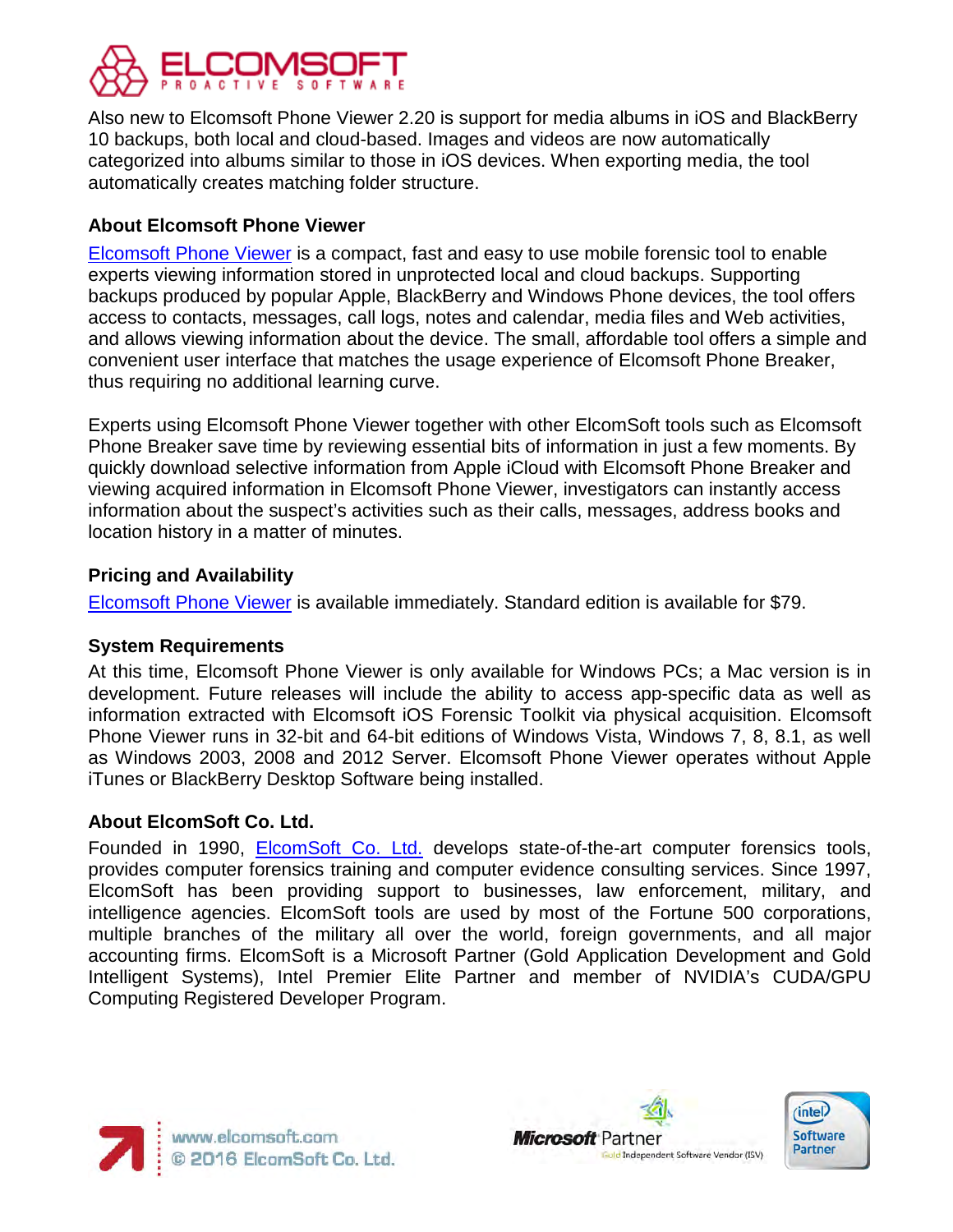Also new to Elcomsoft Phone Viewer 2.20 is support for media albums in iOS and BlackBerry 10 backups, both local and cloud-based. Images and videos are now automatically categorized into albums similar to those in iOS devices. When exporting media, the tool automatically creates matching folder structure.

**About Elcomsoft Phone Viewer**

Elcomsoft Phone Viewer is a compact, fast and easy to use mobile forensic tool to enable experts viewing information stored in unprotected local and cloud backups. Supporting backups produced by popular Apple, BlackBerry and Windows Phone devices, the tool offers access to contacts, messages, call logs, notes and calendar, media files and Web activities, and allows viewing information about the device. The small, affordable tool offers a simple and convenient user interface that matches the usage experience of Elcomsoft Phone Breaker, thus requiring no additional learning curve.

Experts using Elcomsoft Phone Viewer together with other ElcomSoft tools such as Elcomsoft Phone Breaker save time by reviewing essential bits of information in just a few moments. By quickly download selective information from Apple iCloud with Elcomsoft Phone Breaker and viewing acquired information in Elcomsoft Phone Viewer, investigators can instantly access information about the suspect's activities such as their calls, messages, address books and location history in a matter of minutes.

**Pricing and Availability**

Elcomsoft Phone Viewer is available immediately. Standard edition is available for $79.

**System Requirements**

At this time, Elcomsoft Phone Viewer is only available for Windows PCs; a Mac version is in development. Future releases will include the ability to access app-specific data as well as information extracted with Elcomsoft iOS Forensic Toolkit via physical acquisition. Elcomsoft Phone Viewer runs in 32-bit and 64-bit editions of Windows Vista, Windows 7, 8, 8.1, as well as Windows 2003, 2008 and 2012 Server. Elcomsoft Phone Viewer operates without Apple iTunes or BlackBerry Desktop Software being installed.

**About ElcomSoft Co. Ltd.**

Founded in 1990, ElcomSoft Co. Ltd. develops state-of-the-art computer forensics tools, provides computer forensics training and computer evidence consulting services. Since 1997, ElcomSoft has been providing support to businesses, law enforcement, military, and intelligence agencies. ElcomSoft tools are used by most of the Fortune 500 corporations, multiple branches of the military all over the world, foreign governments, and all major accounting firms. ElcomSoft is a Microsoft Partner (Gold Application Development and Gold Intelligent Systems), Intel Premier Elite Partner and member of NVIDIA's CUDA/GPU Computing Registered Developer Program.

www.elcomsoft.com
© 2016 ElcomSoft Co. Ltd.